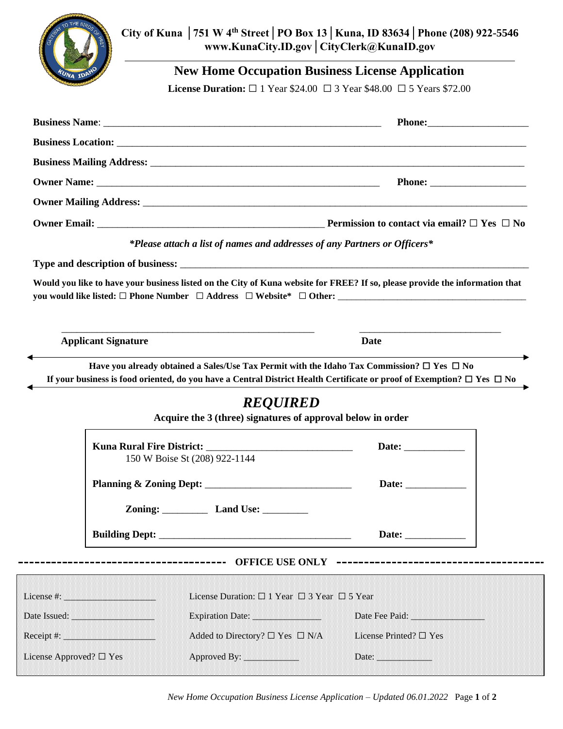**City of Kuna │751 W 4th Street│PO Box 13│Kuna, ID 83634│Phone (208) 922-5546**
**www.KunaCity.ID.gov│CityClerk@KunaID.gov**

# New Home Occupation Business License Application

**License Duration:** ☐ 1 Year $24.00 ☐ 3 Year $48.00 ☐ 5 Years $72.00

**Business Name**: ______________________________ **Phone:**____________________

**Business Location:** ____________________________________________________

**Business Mailing Address:** ______________________________________________

**Owner Name:** ______________________________ **Phone:** ____________________

**Owner Mailing Address:** ________________________________________________

**Owner Email:** ______________________________ **Permission to contact via email? ☐ Yes ☐ No**

***\*Please attach a list of names and addresses of any Partners or Officers\****

**Type and description of business:** ______________________________________

**Would you like to have your business listed on the City of Kuna website for FREE? If so, please provide the information that you would like listed: ☐ Phone Number ☐ Address ☐ Website\* ☐ Other:** ____________________

______________________________ ____________________
**Applicant Signature** **Date**

**Have you already obtained a Sales/Use Tax Permit with the Idaho Tax Commission? ☐ Yes ☐ No**
**If your business is food oriented, do you have a Central District Health Certificate or proof of Exemption? ☐ Yes ☐ No**

## *REQUIRED*

**Acquire the 3 (three) signatures of approval below in order**

**Kuna Rural Fire District:** ____________________ **Date:** ____________
150 W Boise St (208) 922-1144

**Planning & Zoning Dept:** ____________________ **Date:** ____________

**Zoning:** _________ **Land Use:** _________

**Building Dept:** ____________________ **Date:** ____________

**OFFICE USE ONLY**

License #: ____________________ License Duration: ☐ 1 Year ☐ 3 Year ☐ 5 Year

Date Issued: __________________ Expiration Date: _______________ Date Fee Paid: ________________

Receipt #: ____________________ Added to Directory? ☐ Yes ☐ N/A License Printed? ☐ Yes

License Approved? ☐ Yes Approved By: ____________ Date: ____________

*New Home Occupation Business License Application – Updated 06.01.2022*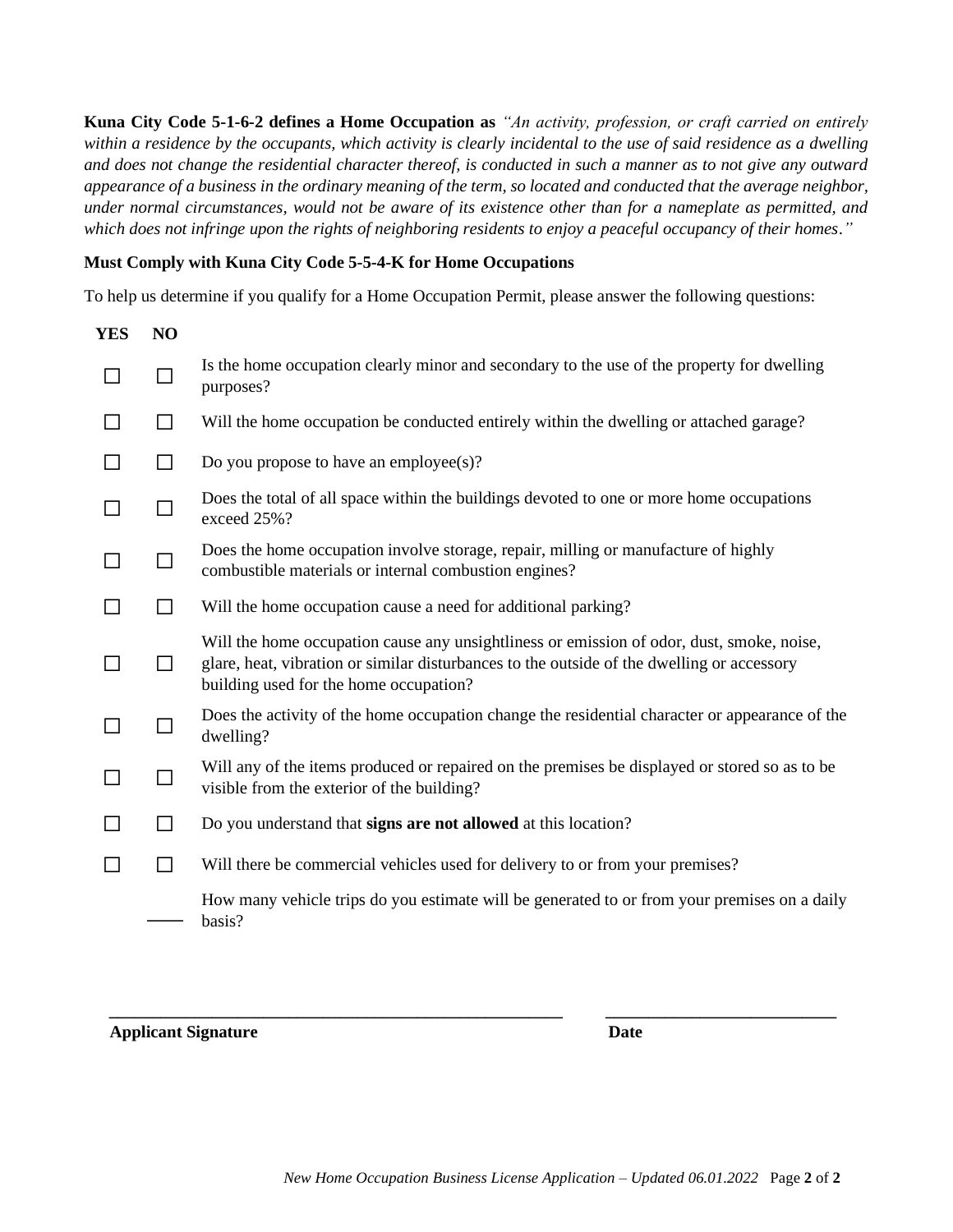**Kuna City Code 5-1-6-2 defines a Home Occupation as** *"An activity, profession, or craft carried on entirely within a residence by the occupants, which activity is clearly incidental to the use of said residence as a dwelling and does not change the residential character thereof, is conducted in such a manner as to not give any outward appearance of a business in the ordinary meaning of the term, so located and conducted that the average neighbor, under normal circumstances, would not be aware of its existence other than for a nameplate as permitted, and which does not infringe upon the rights of neighboring residents to enjoy a peaceful occupancy of their homes."*

**Must Comply with Kuna City Code 5-5-4-K for Home Occupations**

To help us determine if you qualify for a Home Occupation Permit, please answer the following questions:

| YES | NO | |
|---|---|---|
| ☐ | ☐ | Is the home occupation clearly minor and secondary to the use of the property for dwelling purposes? |
| ☐ | ☐ | Will the home occupation be conducted entirely within the dwelling or attached garage? |
| ☐ | ☐ | Do you propose to have an employee(s)? |
| ☐ | ☐ | Does the total of all space within the buildings devoted to one or more home occupations exceed 25%? |
| ☐ | ☐ | Does the home occupation involve storage, repair, milling or manufacture of highly combustible materials or internal combustion engines? |
| ☐ | ☐ | Will the home occupation cause a need for additional parking? |
| ☐ | ☐ | Will the home occupation cause any unsightliness or emission of odor, dust, smoke, noise, glare, heat, vibration or similar disturbances to the outside of the dwelling or accessory building used for the home occupation? |
| ☐ | ☐ | Does the activity of the home occupation change the residential character or appearance of the dwelling? |
| ☐ | ☐ | Will any of the items produced or repaired on the premises be displayed or stored so as to be visible from the exterior of the building? |
| ☐ | ☐ | Do you understand that **signs are not allowed** at this location? |
| ☐ | ☐ | Will there be commercial vehicles used for delivery to or from your premises? |
| | ____ | How many vehicle trips do you estimate will be generated to or from your premises on a daily basis? |

_______________________________________________ ____________________

**Applicant Signature** **Date**

*New Home Occupation Business License Application – Updated 06.01.2022*